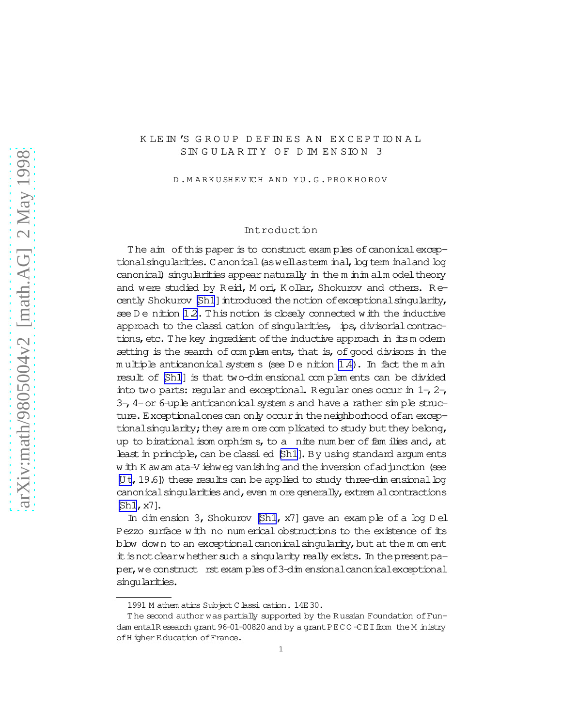# KLEIN'S GROUP DEFINES AN EXCEPTIONAL SINGULARITY OF DIMENSION 3

D. MARKUSHEVICH AND YU. G. PROKHOROV

## Introduction

The aim of this paper is to construct examples of canonical exceptional singularities. Canonical (as well as terminal, log terminal and log canonical) singularities appear naturally in the minimal model theory and were studied by Reid, Mori, Kollar, Shokurov and others. Recently Shokurov [Sh1] introduced the notion of exceptional singularity, see Definition 1.2. This notion is closely connected with the inductive approach to the classification of singularities, flips, divisorial contractions, etc. The key ingredient of the inductive approach in its modern setting is the search of complements, that is, of good divisors in the multiple anticanonical systems (see Definition 1.4). In fact the main result of [Sh1] is that two-dimensional complements can be divided into two parts: regular and exceptional. Regular ones occur in 1-, 2-, 3-, 4- or 6-uple anticanonical systems and have a rather simple structure. Exceptional ones can only occur in the neighborhood of an exceptional singularity; they are more complicated to study but they belong, up to birational isomorphisms, to a finite number of families and, at least in principle, can be classified [Sh1]. By using standard arguments with Kawamata-Viehweg vanishing and the inversion of adjunction (see [Ut, 19.6]) these results can be applied to study three-dimensional log canonical singularities and, even more generally, extremal contractions [Sh1, §7].

In dimension 3, Shokurov [Sh1, §7] gave an example of a log Del Pezzo surface with no numerical obstructions to the existence of its blow down to an exceptional canonical singularity, but at the moment it is not clear whether such a singularity really exists. In the present paper, we construct first examples of 3-dimensional canonical exceptional singularities.

---

1991 Mathematics Subject Classification. 14E30.

The second author was partially supported by the Russian Foundation of Fundamental Research grant 96-01-00820 and by a grant PECO-CEI from the Ministry of Higher Education of France.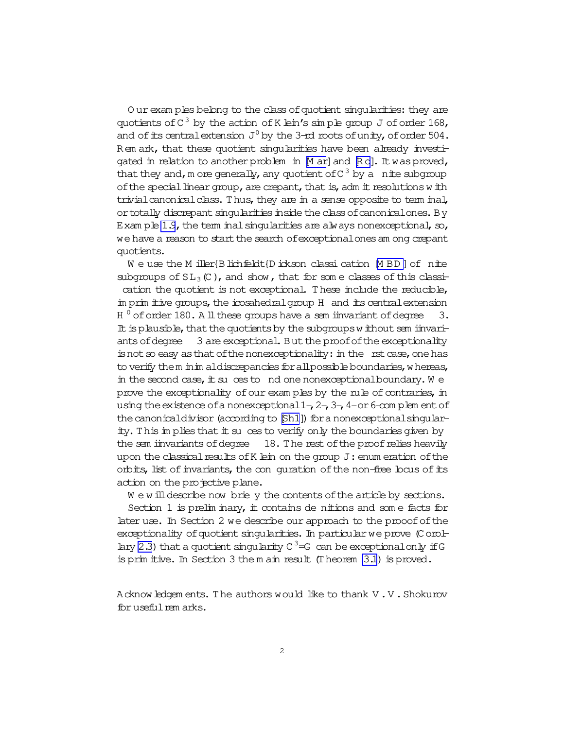Our examples belong to the class of quotient singularities: they are quotients of $\mathbb{C}^3$ by the action of Klein's simple group $J$ of order 168, and of its central extension $J'$ by the 3-rd roots of unity, of order 504. Remark, that these quotient singularities have been already investigated in relation to another problem in [Mar] and [Ro]. It was proved, that they and, more generally, any quotient of $\mathbb{C}^3$ by a finite subgroup of the special linear group, are crepant, that is, admit resolutions with trivial canonical class. Thus, they are in a sense opposite to terminal, or totally discrepant singularities inside the class of canonical ones. By Example 1.9, the terminal singularities are always nonexceptional, so, we have a reason to start the search of exceptional ones among crepant quotients.

We use the Miller–Blichfeldt–Dickson classification [MBD] of finite subgroups of $SL_3(\mathbb{C})$, and show, that for some classes of this classification the quotient is not exceptional. These include the reducible, imprimitive groups, the icosahedral group $H$ and its central extension $H'$ of order 180. All these groups have a semiinvariant of degree $\leq 3$. It is plausible, that the quotients by the subgroups without semiinvariants of degree $\leq 3$ are exceptional. But the proof of the exceptionality is not so easy as that of the nonexceptionality: in the first case, one has to verify the minimal discrepancies for all possible boundaries, whereas, in the second case, it suffices to find one nonexceptional boundary. We prove the exceptionality of our examples by the rule of contraries, in using the existence of a nonexceptional 1-, 2-, 3-, 4- or 6-complement of the canonical divisor (according to [Sh1]) for a nonexceptional singularity. This implies that it suffices to verify only the boundaries given by the semiinvariants of degree $\leq 18$. The rest of the proof relies heavily upon the classical results of Klein on the group $J$: enumeration of the orbits, list of invariants, the configuration of the non-free locus of its action on the projective plane.

We will describe now briefly the contents of the article by sections.

Section 1 is preliminary, it contains definitions and some facts for later use. In Section 2 we describe our approach to the prooof of the exceptionality of quotient singularities. In particular we prove (Corollary 2.3) that a quotient singularity $\mathbb{C}^3/G$ can be exceptional only if $G$ is primitive. In Section 3 the main result (Theorem 3.1) is proved.

**Acknowledgements.** The authors would like to thank V. V. Shokurov for useful remarks.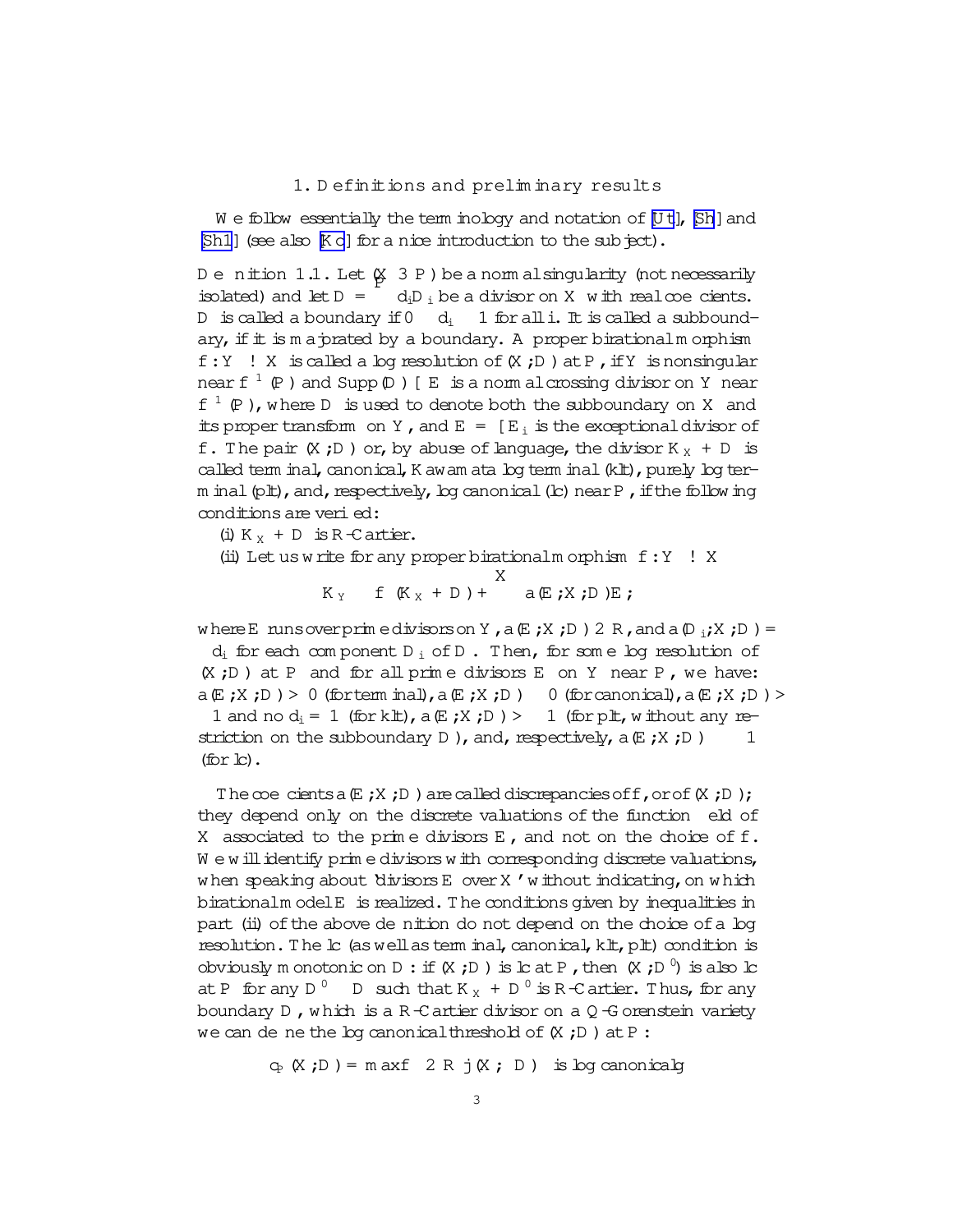## 1. Definitions and preliminary results

We follow essentially the terminology and notation of [Ut], [Sh] and [Sh1] (see also [Ko] for a nice introduction to the subject).

**Definition 1.1.** Let $(X \ni P)$ be a normal singularity (not necessarily isolated) and let $D = \sum d_i D_i$ be a divisor on $X$ with real coefficients. $D$ is called a boundary if $0 \le d_i \le 1$ for all $i$. It is called a subboundary, if it is majorated by a boundary. A proper birational morphism $f: Y \to X$ is called a log resolution of $(X, D)$ at $P$, if $Y$ is nonsingular near $f^{-1}(P)$ and $\mathrm{Supp}(D) \cup E$ is a normal crossing divisor on $Y$ near $f^{-1}(P)$, where $D$ is used to denote both the subboundary on $X$ and its proper transform on $Y$, and $E = \cup E_i$ is the exceptional divisor of $f$. The pair $(X, D)$ or, by abuse of language, the divisor $K_X + D$ is called terminal, canonical, Kawamata log terminal (klt), purely log terminal (plt), and, respectively, log canonical (lc) near $P$, if the following conditions are verified:

(i) $K_X + D$ is $\mathbb{R}$-Cartier.

(ii) Let us write for any proper birational morphism $f: Y \to X$

$$K_Y \equiv f^*(K_X + D) + \sum a(E, X, D)E,$$

where $E$ runs over prime divisors on $Y$, $a(E, X, D) \in \mathbb{R}$, and $a(D_i, X, D) = -d_i$ for each component $D_i$ of $D$. Then, for some log resolution of $(X, D)$ at $P$ and for all prime divisors $E$ on $Y$ near $P$, we have: $a(E, X, D) > 0$ (for terminal), $a(E, X, D) \ge 0$ (for canonical), $a(E, X, D) > -1$ and no $d_i = 1$ (for klt), $a(E, X, D) > -1$ (for plt, without any restriction on the subboundary $D$), and, respectively, $a(E, X, D) \ge -1$ (for lc).

The coefficients $a(E, X, D)$ are called discrepancies of $f$, or of $(X, D)$; they depend only on the discrete valuations of the function field of $X$ associated to the prime divisors $E$, and not on the choice of $f$. We will identify prime divisors with corresponding discrete valuations, when speaking about 'divisors $E$ over $X$' without indicating, on which birational model $E$ is realized. The conditions given by inequalities in part (ii) of the above definition do not depend on the choice of a log resolution. The lc (as well as terminal, canonical, klt, plt) condition is obviously monotonic on $D$: if $(X, D)$ is lc at $P$, then $(X, D')$ is also lc at $P$ for any $D' \le D$ such that $K_X + D'$ is $\mathbb{R}$-Cartier. Thus, for any boundary $D$, which is a $\mathbb{R}$-Cartier divisor on a $\mathbb{Q}$-Gorenstein variety we can define the log canonical threshold of $(X, D)$ at $P$:

$$c_P(X, D) = \max\{\lambda \in \mathbb{R} \mid (X, \lambda D) \text{ is log canonical}\}$$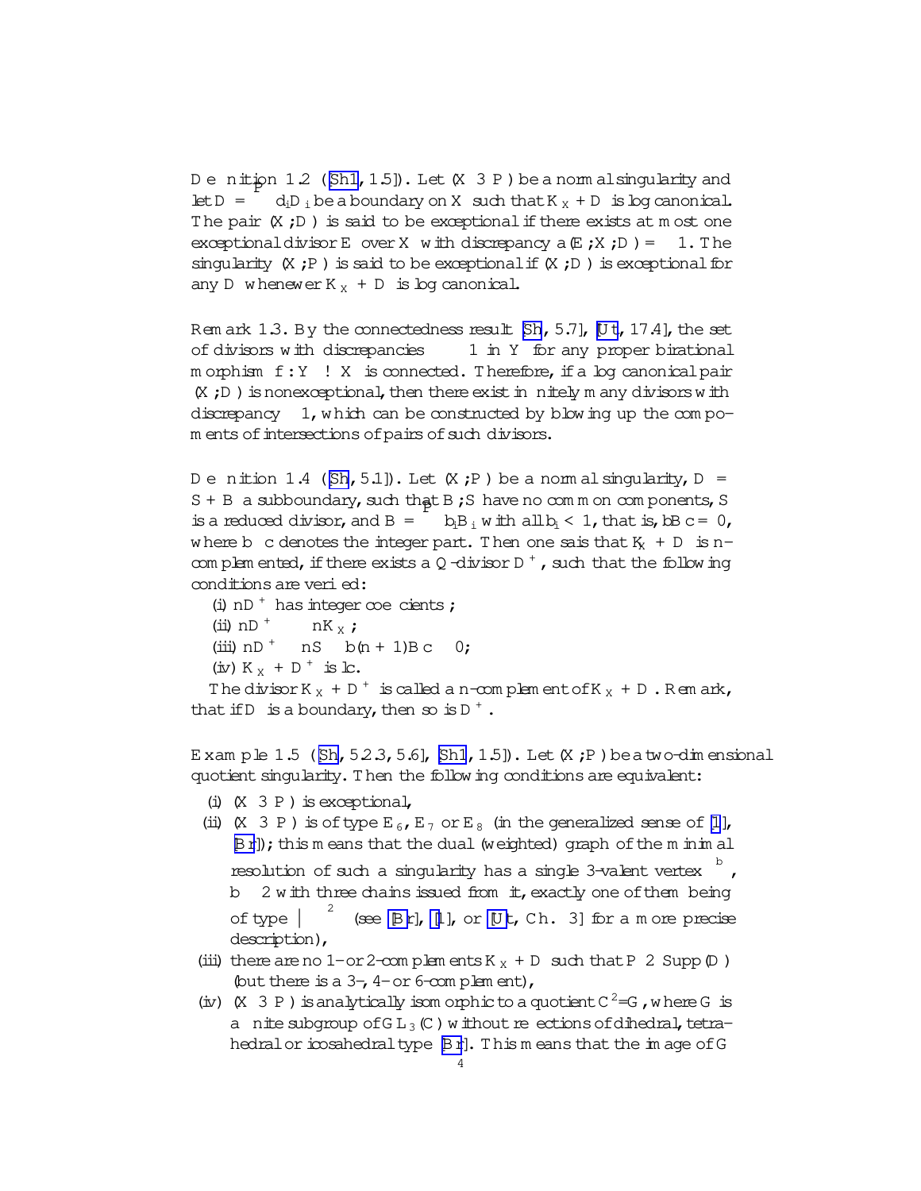**Definition 1.2** ([Sh1, 1.5]). Let $(X \ni P)$ be a normal singularity and let $D = \sum d_i D_i$ be a boundary on $X$ such that $K_X + D$ is log canonical. The pair $(X, D)$ is said to be exceptional if there exists at most one exceptional divisor $E$ over $X$ with discrepancy $a(E, X, D) = -1$. The singularity $(X, P)$ is said to be exceptional if $(X, D)$ is exceptional for any $D$ whenever $K_X + D$ is log canonical.

**Remark 1.3.** By the connectedness result [Sh, 5.7], [Ut, 17.4], the set of divisors with discrepancies $\le -1$ in $Y$ for any proper birational morphism $f: Y \to X$ is connected. Therefore, if a log canonical pair $(X, D)$ is nonexceptional, then there exist infinitely many divisors with discrepancy $-1$, which can be constructed by blowing up the components of intersections of pairs of such divisors.

**Definition 1.4** ([Sh, 5.1]). Let $(X, P)$ be a normal singularity, $D = S + B$ a subboundary, such that $B, S$ have no common components, $S$ is a reduced divisor, and $B = \sum b_i B_i$ with all $b_i < 1$, that is, $\lfloor B \rfloor = 0$, where $\lfloor\ \rfloor$ denotes the integer part. Then one sais that $K_X + D$ is $n$-complemented, if there exists a $\mathbb{Q}$-divisor $D^+$, such that the following conditions are verified:

(i) $nD^+$ has integer coefficients;
(ii) $nD^+ \sim -nK_X$;
(iii) $nD^+ \ge nS + \lfloor (n+1)B \rfloor \ge 0$;
(iv) $K_X + D^+$ is lc.

The divisor $K_X + D^+$ is called a $n$-complement of $K_X + D$. Remark, that if $D$ is a boundary, then so is $D^+$.

**Example 1.5** ([Sh, 5.2.3, 5.6], [Sh1, 1.5]). Let $(X, P)$ be a two-dimensional quotient singularity. Then the following conditions are equivalent:

(i) $(X \ni P)$ is exceptional,
(ii) $(X \ni P)$ is of type $E_6$, $E_7$ or $E_8$ (in the generalized sense of [I], [Br]); this means that the dual (weighted) graph of the minimal resolution of such a singularity has a single 3-valent vertex $\overset{b}{\circ}$, $b \ge 2$ with three chains issued from it, exactly one of them being of type $\overset{2}{\circ}$ (see [Br], [I], or [Ut, Ch. 3] for a more precise description),
(iii) there are no 1- or 2-complements $K_X + D$ such that $P \in \operatorname{Supp}(D)$ (but there is a 3-, 4- or 6-complement),
(iv) $(X \ni P)$ is analytically isomorphic to a quotient $\mathbb{C}^2/G$, where $G$ is a finite subgroup of $GL_3(\mathbb{C})$ without reflections of dihedral, tetrahedral or icosahedral type [Br]. This means that the image of $G$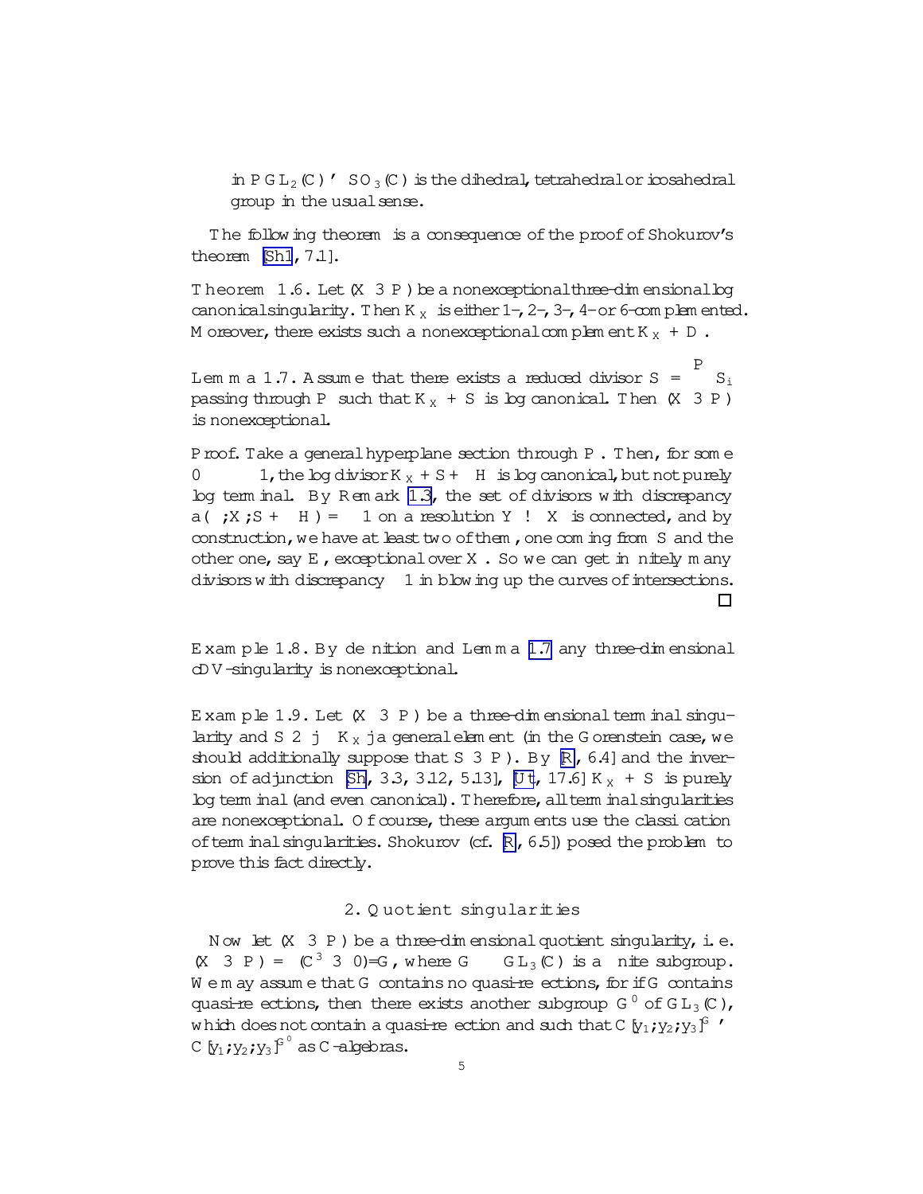in $PGL_2(\mathbb{C}) \simeq SO_3(\mathbb{C})$ is the dihedral, tetrahedral or icosahedral group in the usual sense.

The following theorem is a consequence of the proof of Shokurov's theorem [Sh1, 7.1].

**Theorem 1.6.** Let $(X \ni P)$ be a nonexceptional three-dimensional log canonical singularity. Then $K_X$ is either 1-, 2-, 3-, 4- or 6-complemented. Moreover, there exists such a nonexceptional complement $K_X + D$.

**Lemma 1.7.** Assume that there exists a reduced divisor $S = \sum S_i$ passing through $P$ such that $K_X + S$ is log canonical. Then $(X \ni P)$ is nonexceptional.

*Proof.* Take a general hyperplane section through $P$. Then, for some $0 \le \alpha \le 1$, the log divisor $K_X + S + \alpha H$ is log canonical, but not purely log terminal. By Remark 1.3, the set of divisors with discrepancy $a(\ ;X;S + \alpha H) = -1$ on a resolution $Y \to X$ is connected, and by construction, we have at least two of them, one coming from $S$ and the other one, say $E$, exceptional over $X$. So we can get infinitely many divisors with discrepancy $-1$ in blowing up the curves of intersections. $\square$

**Example 1.8.** By definition and Lemma 1.7 any three-dimensional cDV-singularity is nonexceptional.

**Example 1.9.** Let $(X \ni P)$ be a three-dimensional terminal singularity and $S \in |-K_X|$ a general element (in the Gorenstein case, we should additionally suppose that $S \ni P$). By [R, 6.4] and the inversion of adjunction [Sh, 3.3, 3.12, 5.13], [Ut, 17.6] $K_X + S$ is purely log terminal (and even canonical). Therefore, all terminal singularities are nonexceptional. Of course, these arguments use the classification of terminal singularities. Shokurov (cf. [R, 6.5]) posed the problem to prove this fact directly.

## 2. Quotient singularities

Now let $(X \ni P)$ be a three-dimensional quotient singularity, i.e. $(X \ni P) = (\mathbb{C}^3 \ni 0)/G$, where $G \subset GL_3(\mathbb{C})$ is a finite subgroup. We may assume that $G$ contains no quasi-reflections, for if $G$ contains quasi-reflections, then there exists another subgroup $G'$ of $GL_3(\mathbb{C})$, which does not contain a quasi-reflection and such that $\mathbb{C}[y_1, y_2, y_3]^G \simeq \mathbb{C}[y_1, y_2, y_3]^{G'}$ as $\mathbb{C}$-algebras.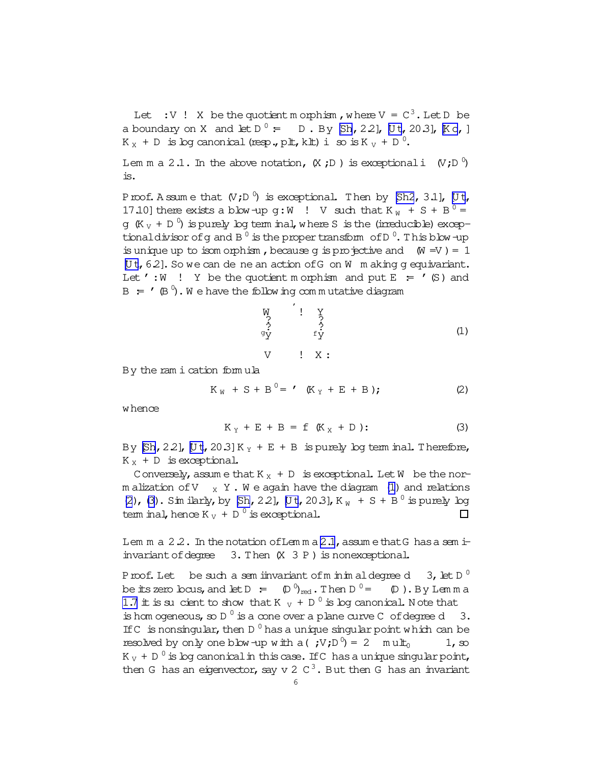Let $\pi\colon V \to X$ be the quotient morphism, where $V = \mathbb{C}^3$. Let $D$ be a boundary on $X$ and let $D' := \pi^* D$. By [Sh, 2.2], [Ut, 20.3], [Ko, ] $K_X + D$ is log canonical (resp., plt, klt) iff so is $K_V + D'$.

**Lemma 2.1.** In the above notation, $(X, D)$ is exceptional iff $(V, D')$ is.

*Proof.* Assume that $(V, D')$ is exceptional. Then by [Sh2, 3.1], [Ut, 17.10] there exists a blow-up $g\colon W \to V$ such that $K_W + S + B' = g^*(K_V + D')$ is purely log terminal, where $S$ is the (irreducible) exceptional divisor of $g$ and $B'$ is the proper transform of $D'$. This blow-up is unique up to isomorphism, because $g$ is projective and $\rho(W/V) = 1$ [Ut, 6.2]. So we can define an action of $G$ on $W$ making $g$ equivariant. Let $\varphi\colon W \to Y$ be the quotient morphism and put $E := \varphi(S)$ and $B := \varphi(B')$. We have the following commutative diagram

$$
\begin{array}{ccc}
W & \xrightarrow{\varphi} & Y \\
{\scriptstyle g}\downarrow & & \downarrow{\scriptstyle f} \\
V & \xrightarrow{\pi} & X.
\end{array}
\tag{1}
$$

By the ramification formula

$$
K_W + S + B' = \varphi^*(K_Y + E + B), \tag{2}
$$

whence

$$
K_Y + E + B = f^*(K_X + D). \tag{3}
$$

By [Sh, 2.2], [Ut, 20.3] $K_Y + E + B$ is purely log terminal. Therefore, $K_X + D$ is exceptional.

Conversely, assume that $K_X + D$ is exceptional. Let $W$ be the normalization of $V \times_X Y$. We again have the diagram (1) and relations (2), (3). Similarly, by [Sh, 2.2], [Ut, 20.3], $K_W + S + B'$ is purely log terminal, hence $K_V + D'$ is exceptional. $\square$

**Lemma 2.2.** In the notation of Lemma 2.1, assume that $G$ has a semi-invariant of degree $\leq 3$. Then $(X \ni P)$ is nonexceptional.

*Proof.* Let $\psi$ be such a semiinvariant of minimal degree $d \leq 3$, let $D'$ be its zero locus, and let $D := \pi(D')_{\mathrm{red}}$. Then $D' = \pi^*(D)$. By Lemma 1.7 it is sufficient to show that $K_V + D'$ is log canonical. Note that $\psi$ is homogeneous, so $D'$ is a cone over a plane curve $C$ of degree $d \leq 3$. If $C$ is nonsingular, then $D'$ has a unique singular point which can be resolved by only one blow-up with $a(\ ;V;D') = 2 - \mathrm{mult}_0 \geq -1$, so $K_V + D'$ is log canonical in this case. If $C$ has a unique singular point, then $G$ has an eigenvector, say $v \in \mathbb{C}^3$. But then $G$ has an invariant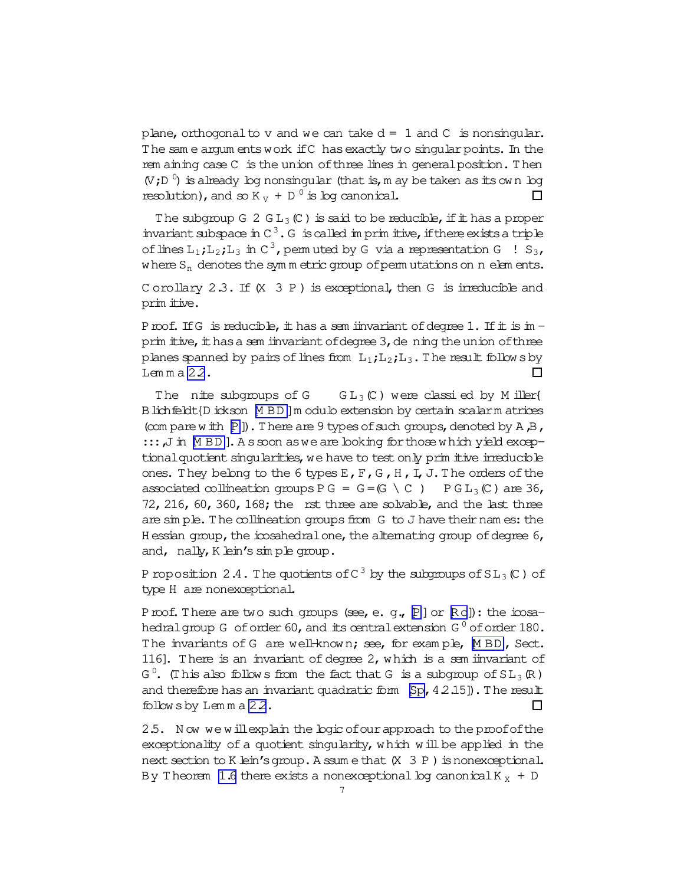plane, orthogonal to $v$ and we can take $d = 1$ and $C$ is nonsingular. The same arguments work if $C$ has exactly two singular points. In the remaining case $C$ is the union of three lines in general position. Then $(V; D^0)$ is already log nonsingular (that is, may be taken as its own log resolution), and so $K_V + D^0$ is log canonical. □

The subgroup $G \in GL_3(\mathbb{C})$ is said to be *reducible*, if it has a proper invariant subspace in $\mathbb{C}^3$. $G$ is called *imprimitive*, if there exists a triple of lines $L_1; L_2; L_3$ in $\mathbb{C}^3$, permuted by $G$ via a representation $G \to S_3$, where $S_n$ denotes the symmetric group of permutations on $n$ elements.

**Corollary 2.3.** *If $(X \ni P)$ is exceptional, then $G$ is irreducible and primitive.*

*Proof.* If $G$ is reducible, it has a semiinvariant of degree 1. If it is imprimitive, it has a semiinvariant of degree 3, defining the union of three planes spanned by pairs of lines from $L_1; L_2; L_3$. The result follows by Lemma 2.2. □

The finite subgroups of $G \subset GL_3(\mathbb{C})$ were classified by Miller–Blichfeldt–Dickson [MBD] modulo extension by certain scalar matrices (compare with [P]). There are 9 types of such groups, denoted by $A$, $B$, $\dots$, $J$ in [MBD]. As soon as we are looking for those which yield exceptional quotient singularities, we have to test only primitive irreducible ones. They belong to the 6 types $E$, $F$, $G$, $H$, $I$, $J$. The orders of the associated collineation groups $PG = G/(G \cap \mathbb{C}^*) \subset PGL_3(\mathbb{C})$ are 36, 72, 216, 60, 360, 168; the first three are solvable, and the last three are simple. The collineation groups from $G$ to $J$ have their names: the Hessian group, the icosahedral one, the alternating group of degree 6, and, finally, Klein's simple group.

**Proposition 2.4.** *The quotients of $\mathbb{C}^3$ by the subgroups of $SL_3(\mathbb{C})$ of type $H$ are nonexceptional.*

*Proof.* There are two such groups (see, e. g., [P] or [Ro]): the icosahedral group $G$ of order 60, and its central extension $G^0$ of order 180. The invariants of $G$ are well-known; see, for example, [MBD, Sect. 116]. There is an invariant of degree 2, which is a semiinvariant of $G^0$. (This also follows from the fact that $G$ is a subgroup of $SL_3(\mathbb{R})$ and therefore has an invariant quadratic form [Sp, 4.2.15]). The result follows by Lemma 2.2. □

2.5. Now we will explain the logic of our approach to the proof of the exceptionality of a quotient singularity, which will be applied in the next section to Klein's group. Assume that $(X \ni P)$ is nonexceptional. By Theorem 1.6 there exists a nonexceptional log canonical $K_X + D$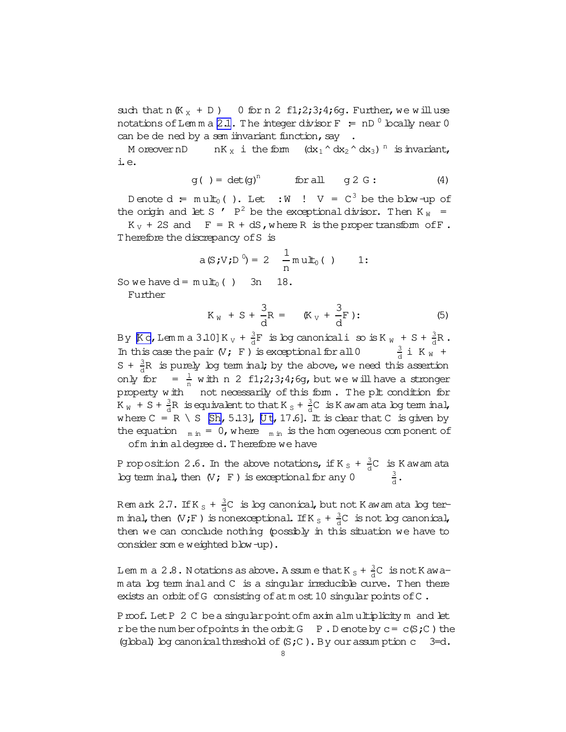such that $n(K_X + D) \sim 0$ for $n \in \{1;2;3;4;6\}$. Further, we will use notations of Lemma [2.1]. The integer divisor $F := nD^0$ locally near 0 can be defined by a semiinvariant function, say $\psi$.

Moreover $nD \sim -nK_X$ iff the form $\psi(dx_1 \wedge dx_2 \wedge dx_3)^n$ is invariant, i.e.

$$g(\psi) = \det(g)^n \qquad \text{for all} \quad g \in G: \tag{4}$$

Denote $d := \mathrm{mult}_0(\psi)$. Let $\sigma: W \to V = \mathbb{C}^3$ be the blow-up of the origin and let $S \simeq \mathbb{P}^2$ be the exceptional divisor. Then $K_W = \sigma^* K_V + 2S$ and $\sigma^* F = R + dS$, where $R$ is the proper transform of $F$. Therefore the discrepancy of $S$ is

$$a(S;V;D^0) = 2 - \frac{1}{n}\mathrm{mult}_0(\psi) \geq -1:$$

So we have $d = \mathrm{mult}_0(\psi) \leq 3n \leq 18$.

Further

$$K_W + S + \frac{3}{d}R = \sigma^*(K_V + \frac{3}{d}F): \tag{5}$$

By [Ko, Lemma 3.10] $K_V + \frac{3}{d}F$ is log canonical iff so is $K_W + S + \frac{3}{d}R$. In this case the pair $(V;\alpha F)$ is exceptional for all $0 \leq \alpha \leq \frac{3}{d}$ iff $K_W + S + \frac{3}{d}R$ is purely log terminal; by the above, we need this assertion only for $\alpha = \frac{1}{n}$ with $n \in \{1;2;3;4;6\}$, but we will have a stronger property with $\alpha$ not necessarily of this form. The plt condition for $K_W + S + \frac{3}{d}R$ is equivalent to that $K_S + \frac{3}{d}C$ is Kawamata log terminal, where $C = R \setminus S$ [Sh, 5.13], [Ut, 17.6]. It is clear that $C$ is given by the equation $\psi_{min} = 0$, where $\psi_{min}$ is the homogeneous component of $\psi$ of minimal degree $d$. Therefore we have

**Proposition 2.6.** In the above notations, if $K_S + \frac{3}{d}C$ is Kawamata log terminal, then $(V;\alpha F)$ is exceptional for any $0 \leq \alpha \leq \frac{3}{d}$.

**Remark 2.7.** If $K_S + \frac{3}{d}C$ is log canonical, but not Kawamata log terminal, then $(V;F)$ is nonexceptional. If $K_S + \frac{3}{d}C$ is not log canonical, then we can conclude nothing (possibly in this situation we have to consider some weighted blow-up).

**Lemma 2.8.** Notations as above. Assume that $K_S + \frac{3}{d}C$ is not Kawamata log terminal and $C$ is a singular irreducible curve. Then there exists an orbit of $G$ consisting of at most 10 singular points of $C$.

*Proof.* Let $P \in C$ be a singular point of maximal multiplicity $m$ and let $r$ be the number of points in the orbit $G \cdot P$. Denote by $c = c(S;C)$ the (global) log canonical threshold of $(S;C)$. By our assumption $c \leq 3/d$.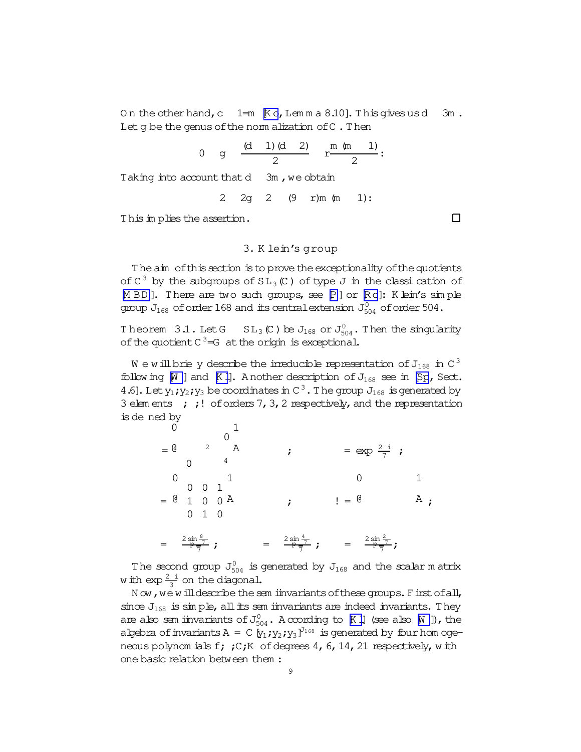On the other hand, $c \leq 1/m$ [Ko, Lemma 8.10]. This gives us $d \leq 3m$. Let $g$ be the genus of the normalization of $C$. Then

$$0 \leq g \leq \frac{(d-1)(d-2)}{2} - r\frac{m(m-1)}{2}.$$

Taking into account that $d \leq 3m$, we obtain

$$-2 \leq 2g - 2 \leq (9-r)m(m-1).$$

This implies the assertion. □

## 3. Klein's group

The aim of this section is to prove the exceptionality of the quotients of $\mathbb{C}^3$ by the subgroups of $SL_3(\mathbb{C})$ of type J in the classification of [MBD]. There are two such groups, see [P] or [Rd]: Klein's simple group $J_{168}$ of order 168 and its central extension $J'_{504}$ of order 504.

**Theorem 3.1.** *Let $G \subset SL_3(\mathbb{C})$ be $J_{168}$ or $J'_{504}$. Then the singularity of the quotient $\mathbb{C}^3/G$ at the origin is exceptional.*

We will briefly describe the irreducible representation of $J_{168}$ in $\mathbb{C}^3$ following [W] and [Kl]. Another description of $J_{168}$ see in [Sp, Sect. 4.6]. Let $y_1, y_2, y_3$ be coordinates in $\mathbb{C}^3$. The group $J_{168}$ is generated by 3 elements $\sigma, \tau, \omega$ of orders 7, 3, 2 respectively, and the representation is defined by

$$\sigma = \begin{pmatrix} \varepsilon & 0 & 0 \\ 0 & \varepsilon^2 & 0 \\ 0 & 0 & \varepsilon^4 \end{pmatrix}, \qquad \varepsilon = \exp\frac{2\pi i}{7};$$

$$\tau = \begin{pmatrix} 0 & 0 & 1 \\ 1 & 0 & 0 \\ 0 & 1 & 0 \end{pmatrix}, \qquad \omega = \begin{pmatrix} \alpha & \beta & \gamma \\ \beta & \gamma & \alpha \\ \gamma & \alpha & \beta \end{pmatrix};$$

$$\alpha = \frac{2\sin\frac{8\pi}{7}}{\sqrt{7}}, \qquad \beta = \frac{2\sin\frac{4\pi}{7}}{\sqrt{7}}, \qquad \gamma = \frac{2\sin\frac{2\pi}{7}}{\sqrt{7}};$$

The second group $J'_{504}$ is generated by $J_{168}$ and the scalar matrix with $\exp\frac{2\pi i}{3}$ on the diagonal.

Now, we will describe the semiinvariants of these groups. First of all, since $J_{168}$ is simple, all its semiinvariants are indeed invariants. They are also semiinvariants of $J'_{504}$. According to [Kl] (see also [W]), the algebra of invariants $A = \mathbb{C}[y_1, y_2, y_3]^{J_{168}}$ is generated by four homogeneous polynomials $f, \nabla, C, K$ of degrees 4, 6, 14, 21 respectively, with one basic relation between them: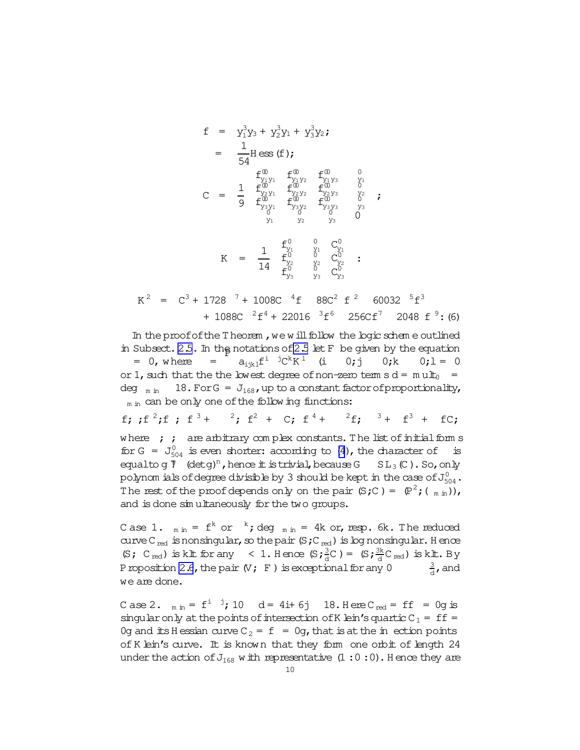$$f = y_1^3 y_3 + y_2^3 y_1 + y_3^3 y_2;$$

$$\Phi = \frac{1}{54}\mathrm{Hess}(f);$$

$$C = \frac{1}{9}\begin{vmatrix} f''_{y_1y_1} & f''_{y_1y_2} & f''_{y_1y_3} & \Phi'_{y_1} \\ f''_{y_2y_1} & f''_{y_2y_2} & f''_{y_2y_3} & \Phi'_{y_2} \\ f''_{y_3y_1} & f''_{y_3y_2} & f''_{y_3y_3} & \Phi'_{y_3} \\ \Phi'_{y_1} & \Phi'_{y_2} & \Phi'_{y_3} & 0 \end{vmatrix};$$

$$K = \frac{1}{14}\begin{vmatrix} f'_{y_1} & \Phi'_{y_1} & C'_{y_1} \\ f'_{y_2} & \Phi'_{y_2} & C'_{y_2} \\ f'_{y_3} & \Phi'_{y_3} & C'_{y_3} \end{vmatrix}:$$

$$K^2 = -C^3 + 1728\Phi^7 + 1008C\Phi^4 f - 88C^2\Phi f^2 - 60032\Phi^5 f^3 + 1088C\Phi^2 f^4 + 22016\Phi^3 f^6 - 256Cf^7 - 2048\Phi f^9: \quad (6)$$

In the proof of the Theorem, we will follow the logic scheme outlined in Subsect. 2.5. In the notations of 2.5 let $F$ be given by the equation $\Psi = 0$, where $\Psi = \sum a_{ijkl} f^i \Phi^j C^k K^l$ ($i \geq 0; j \geq 0; k \geq 0; l = 0$ or $1$, such that the the lowest degree of non-zero terms $d = \mathrm{mult}_0 \Psi = \deg \Psi_{min} \leq 18$. For $G = J_{168}$, up to a constant factor of proportionality, $\Psi_{min}$ can be only one of the following functions:

$$f;\ \Phi;\ f^2;\ f\Phi;\ f^3 + \alpha\Phi^2;\ f^2\Phi + \alpha C;\ f^4 + \alpha\Phi^2 f;\ \Phi^3 + \alpha f^3\Phi + \beta fC;$$

where $\alpha; \beta; \gamma$ are arbitrary complex constants. The list of initial forms for $G = J^0_{504}$ is even shorter: according to (4), the character of $\Psi$ is equal to $g \mapsto (\det g)^n$, hence it is trivial, because $G \subset SL_3(\mathbb{C})$. So, only polynomials of degree divisible by 3 should be kept in the case of $J^0_{504}$. The rest of the proof depends only on the pair $(S; C) = (\mathbb{P}^2; (\Psi_{min}))$, and is done simultaneously for the two groups.

Case 1. $\Psi_{min} = f^k$ or $\Phi^k$; $\deg \Psi_{min} = 4k$ or, resp. $6k$. The reduced curve $C_{red}$ is nonsingular, so the pair $(S; C_{red})$ is log nonsingular. Hence $(S; \lambda C_{red})$ is klt for any $\lambda < 1$. Hence $(S; \frac{3}{d}C) = (S; \frac{3k}{d}C_{red})$ is klt. By Proposition 2.6, the pair $(V; \lambda F)$ is exceptional for any $0 \leq \lambda \leq \frac{3}{d}$, and we are done.

Case 2. $\Psi_{min} = f^i\Phi^j$; $10 \leq d = 4i + 6j \leq 18$. Here $C_{red} = \{f\Phi = 0\}$ is singular only at the points of intersection of Klein's quartic $C_1 = \{f = 0\}$ and its Hessian curve $C_2 = \{\Phi = 0\}$, that is at the inflection points of Klein's curve. It is known that they form one orbit of length 24 under the action of $J_{168}$ with representative $(1 : 0 : 0)$. Hence they are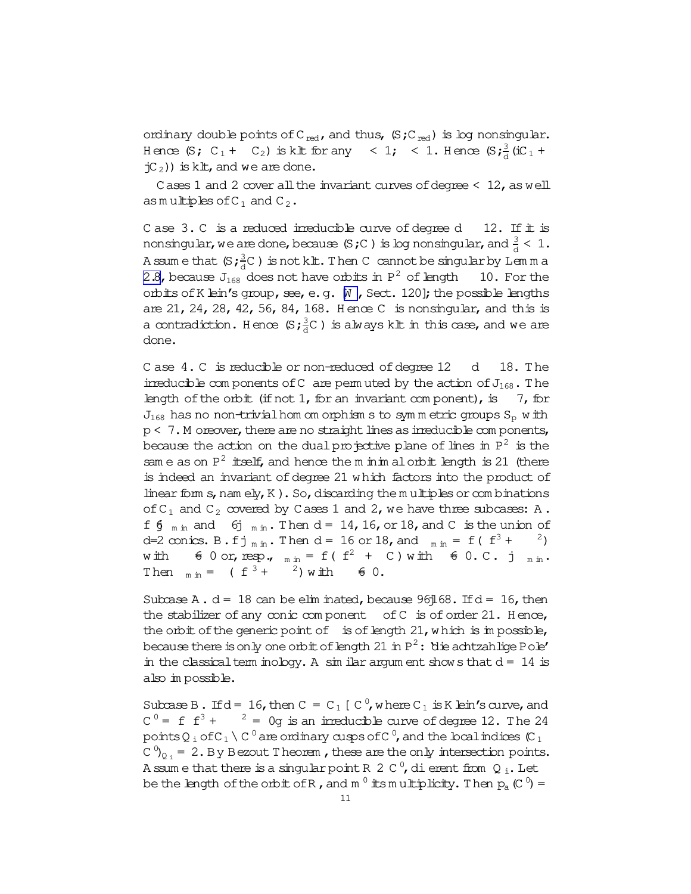ordinary double points of $C_{red}$, and thus, $(S; C_{red})$ is log nonsingular. Hence $(S; \alpha C_1 + \beta C_2)$ is klt for any $\alpha < 1$, $\beta < 1$. Hence $(S; \frac{3}{d}(iC_1 + jC_2))$ is klt, and we are done.

Cases 1 and 2 cover all the invariant curves of degree $< 12$, as well as multiples of $C_1$ and $C_2$.

Case 3. $C$ is a reduced irreducible curve of degree $d \geq 12$. If it is nonsingular, we are done, because $(S; C)$ is log nonsingular, and $\frac{3}{d} < 1$. Assume that $(S; \frac{3}{d}C)$ is not klt. Then $C$ cannot be singular by Lemma 2.8, because $J_{168}$ does not have orbits in $\mathbb{P}^2$ of length $\leq 10$. For the orbits of Klein's group, see, e.g. [W, Sect. 120]; the possible lengths are 21, 24, 28, 42, 56, 84, 168. Hence $C$ is nonsingular, and this is a contradiction. Hence $(S; \frac{3}{d}C)$ is always klt in this case, and we are done.

Case 4. $C$ is reducible or non-reduced of degree $12 \leq d \leq 18$. The irreducible components of $C$ are permuted by the action of $J_{168}$. The length of the orbit (if not 1, for an invariant component), is $\geq 7$, for $J_{168}$ has no non-trivial homomorphisms to symmetric groups $S_p$ with $p < 7$. Moreover, there are no straight lines as irreducible components, because the action on the dual projective plane of lines in $\mathbb{P}^2$ is the same as on $\mathbb{P}^2$ itself, and hence the minimal orbit length is 21 (there is indeed an invariant of degree 21 which factors into the product of linear forms, namely, $K$). So, discarding the multiples or combinations of $C_1$ and $C_2$ covered by Cases 1 and 2, we have three subcases: A. $f \nmid \phi_{min}$ and $\Phi \nmid \phi_{min}$. Then $d = 14, 16,$ or $18$, and $C$ is the union of $d/2$ conics. B. $f | \phi_{min}$. Then $d = 16$ or $18$, and $\phi_{min} = f(\alpha f^3 + \beta\Phi^2)$ with $\beta \neq 0$ or, resp., $\phi_{min} = f(\alpha f^2 + \beta C)$ with $\beta \neq 0$. C. $\Phi | \phi_{min}$. Then $\phi_{min} = \Phi(\alpha f^3 + \beta\Phi^2)$ with $\alpha \neq 0$.

Subcase A. $d = 18$ can be eliminated, because $9 \nmid 168$. If $d = 16$, then the stabilizer of any conic component $\Gamma$ of $C$ is of order 21. Hence, the orbit of the generic point of $\Gamma$ is of length 21, which is impossible, because there is only one orbit of length 21 in $\mathbb{P}^2$: 'die achtzahlige Pole' in the classical terminology. A similar argument shows that $d = 14$ is also impossible.

Subcase B. If $d = 16$, then $C = C_1 \cup C'$, where $C_1$ is Klein's curve, and $C' = \{\alpha f^3 + \beta\Phi^2 = 0\}$ is an irreducible curve of degree 12. The 24 points $Q_i$ of $C_1 \cap C'$ are ordinary cusps of $C'$, and the local indices $(C_1 \cdot C')_{Q_i} = 2$. By Bezout Theorem, these are the only intersection points. Assume that there is a singular point $R \in C'$, different from $Q_i$. Let $\ell$ be the length of the orbit of $R$, and $m'$ its multiplicity. Then $p_a(C') =$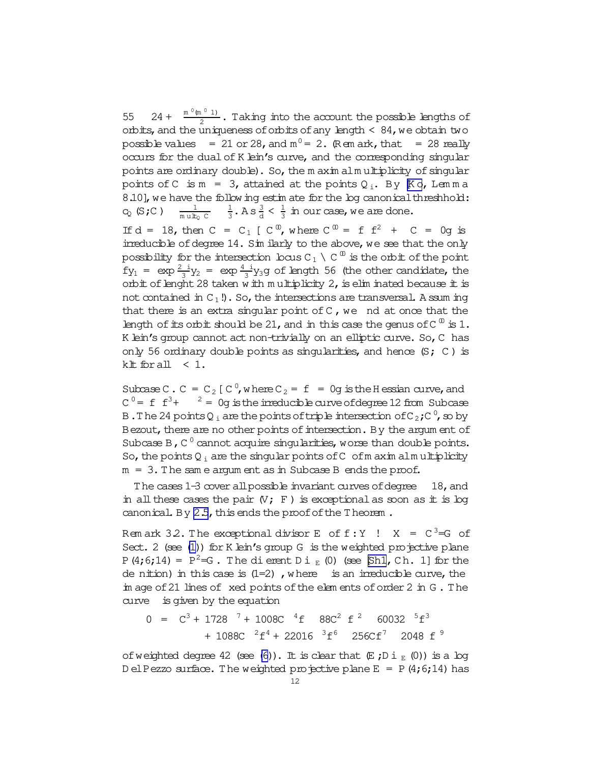$55 \leq 24 + \frac{m'(m'-1)}{2}$. Taking into the account the possible lengths of orbits, and the uniqueness of orbits of any length < 84, we obtain two possible values $\nu = 21$ or $28$, and $m' = 2$. (Remark, that $\nu = 28$ really occurs for the dual of Klein's curve, and the corresponding singular points are ordinary double). So, the maximal multiplicity of singular points of $C$ is $m = 3$, attained at the points $Q_i$. By [Ko, Lemma 8.10], we have the following estimate for the log canonical threshhold: $c_Q(S;C) \geq \frac{1}{\mathrm{mult}_Q C} \geq \frac{1}{3}$. As $\frac{3}{d} < \frac{1}{3}$ in our case, we are done.

If $d = 18$, then $C = C_1 \cup C''$, where $C'' = \{f\Phi f^2 + \beta\Psi = 0\}$ is irreducible of degree 14. Similarly to the above, we see that the only possibility for the intersection locus $C_1 \cap C''$ is the orbit of the point $\{y_1 = \exp\frac{2\pi i}{3}y_2 = \exp\frac{4\pi i}{3}y_3\}$ of length 56 (the other candidate, the orbit of lenght 28 taken with multiplicity 2, is eliminated because it is not contained in $C_1$!). So, the intersections are transversal. Assuming that there is an extra singular point of $C$, we find at once that the length of its orbit should be 21, and in this case the genus of $C''$ is 1. Klein's group cannot act non-trivially on an elliptic curve. So, $C$ has only 56 ordinary double points as singularities, and hence $(S;\alpha C)$ is klt for all $\alpha < 1$.

Subcase C. $C = C_2 \cup C'$, where $C_2 = \{\Phi = 0\}$ is the Hessian curve, and $C' = \{f^3 + \beta\Phi^2 = 0\}$ is the irreducible curve of degree 12 from Subcase B. The 24 points $Q_i$ are the points of triple intersection of $C_2, C'$, so by Bezout, there are no other points of intersection. By the argument of Subcase B, $C'$ cannot acquire singularities, worse than double points. So, the points $Q_i$ are the singular points of $C$ of maximal multiplicity $m = 3$. The same argument as in Subcase B ends the proof.

The cases 1–3 cover all possible invariant curves of degree $\leq 18$, and in all these cases the pair $(V;F)$ is exceptional as soon as it is log canonical. By 2.5, this ends the proof of the Theorem.

Remark 3.2. The exceptional divisor $E$ of $f: Y \to X = \mathbb{C}^3/G$ of Sect. 2 (see (1)) for Klein's group $G$ is the weighted projective plane $\mathbb{P}(4;6;14) = \mathbb{P}^2/G$. The different $\mathrm{Diff}_E(0)$ (see [Sh1, Ch. 1] for the definition) in this case is $(1/2)\Delta$, where $\Delta$ is an irreducible curve, the image of 21 lines of fixed points of the elements of order 2 in $G$. The curve $\Delta$ is given by the equation

$$
\begin{aligned}
0 = \; & C^3 + 1728\,\Psi^7 + 1008C\Psi^4 f - 88C^2\Psi f^2 - 60032\,\Psi^5 f^3 \\
& + 1088C\Psi^2 f^4 + 22016\,\Psi^3 f^6 - 256Cf^7 - 2048\,\Psi f^9
\end{aligned}
$$

of weighted degree 42 (see (6)). It is clear that $(E;\mathrm{Diff}_E(0))$ is a log Del Pezzo surface. The weighted projective plane $E = \mathbb{P}(4;6;14)$ has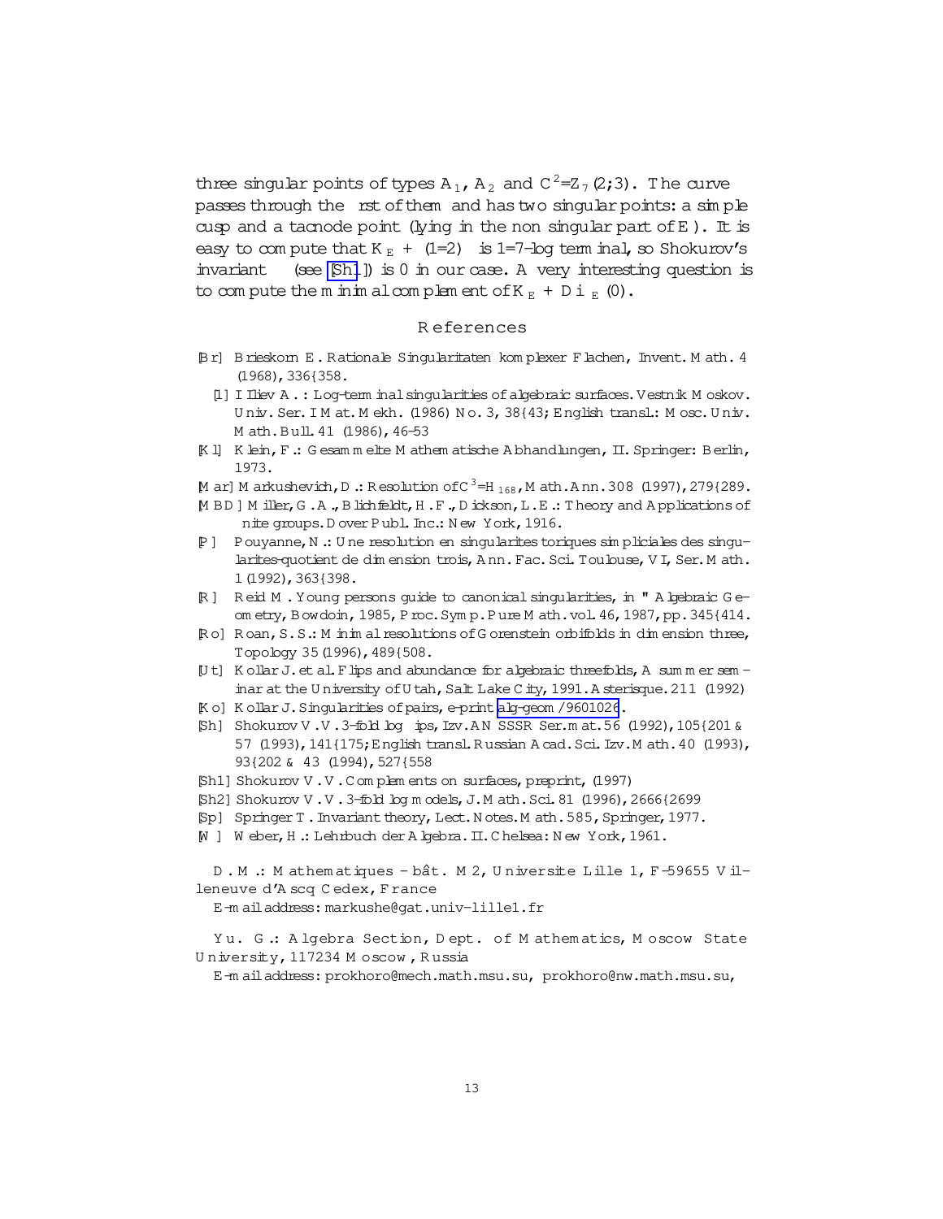three singular points of types $A_1$, $A_2$ and $\mathbb{C}^2/\mathbb{Z}_7(2,3)$. The curve passes through the first of them and has two singular points: a simple cusp and a tacnode point (lying in the non singular part of $E$). It is easy to compute that $K_E + (1/2)\Delta$ is $1/7$-log terminal, so Shokurov's invariant $\delta$ (see [Sh1]) is 0 in our case. A very interesting question is to compute the minimal complement of $K_E + \mathrm{Diff}_E(0)$.

## References

[Br] Brieskorn E. Rationale Singularitaten komplexer Flachen, Invent. Math. 4 (1968), 336–358.

[I] Iliev A.: Log-terminal singularities of algebraic surfaces. Vestnik Moskov. Univ. Ser. I Mat. Mekh. (1986) No. 3, 38–43; English transl.: Mosc. Univ. Math. Bull. 41 (1986), 46–53

[Kl] Klein, F.: Gesammelte Mathematische Abhandlungen, II. Springer: Berlin, 1973.

[Mar] Markushevich, D.: Resolution of $\mathbb{C}^3/H_{168}$, Math. Ann. 308 (1997), 279–289.

[MBD] Miller, G.A., Blichfeldt, H.F., Dickson, L.E.: Theory and Applications of finite groups. Dover Publ. Inc.: New York, 1916.

[P] Pouyanne, N.: Une resolution en singularites toriques simpliciales des singularites-quotient de dimension trois, Ann. Fac. Sci. Toulouse, VI, Ser. Math. 1 (1992), 363–398.

[R] Reid M. Young persons guide to canonical singularities, in "Algebraic Geometry, Bowdoin, 1985, Proc. Symp. Pure Math. vol. 46, 1987, pp. 345–414.

[Ro] Roan, S.S.: Minimal resolutions of Gorenstein orbifolds in dimension three, Topology 35 (1996), 489–508.

[Ut] Kollar J. et al. Flips and abundance for algebraic threefolds, A summer seminar at the University of Utah, Salt Lake City, 1991. Asterisque. 211 (1992)

[Ko] Kollar J. Singularities of pairs, e-print alg-geom/9601026.

[Sh] Shokurov V.V. 3-fold log flips, Izv. AN SSSR Ser. mat. 56 (1992), 105–201 & 57 (1993), 141–175; English transl. Russian Acad. Sci. Izv. Math. 40 (1993), 93–202 & 43 (1994), 527–558

[Sh1] Shokurov V.V. Complements on surfaces, preprint, (1997)

[Sh2] Shokurov V.V. 3-fold log models, J. Math. Sci. 81 (1996), 2666–2699

[Sp] Springer T. Invariant theory, Lect. Notes. Math. 585, Springer, 1977.

[W] Weber, H.: Lehrbuch der Algebra. II. Chelsea: New York, 1961.

D.M.: Mathematiques - bât. M2, Universite Lille 1, F-59655 Villeneuve d'Ascq Cedex, France

E-mail address: markushe@gat.univ-lille1.fr

Yu.G.: Algebra Section, Dept. of Mathematics, Moscow State University, 117234 Moscow, Russia

E-mail address: prokhoro@mech.math.msu.su, prokhoro@nw.math.msu.su,